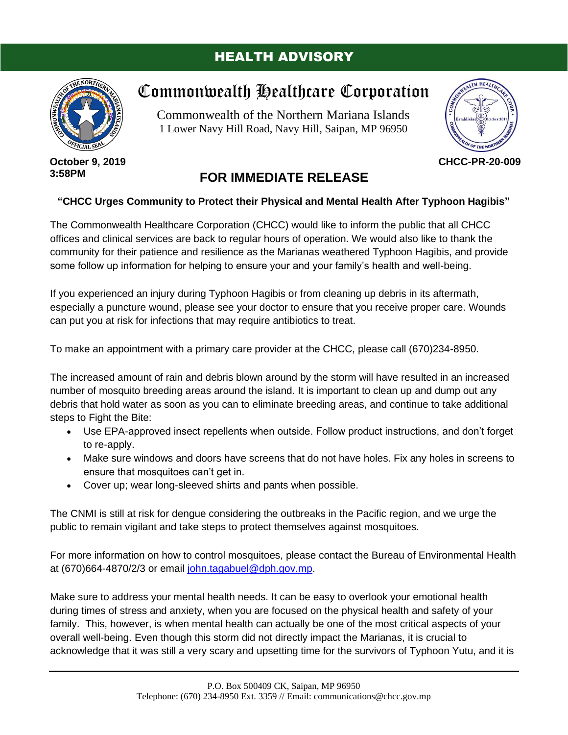# HEALTH ADVISORY

## Commonwealth Healthcare Corporation

Commonwealth of the Northern Mariana Islands
1 Lower Navy Hill Road, Navy Hill, Saipan, MP 96950

**October 9, 2019**
**3:58PM**

**CHCC-PR-20-009**

## FOR IMMEDIATE RELEASE

### "CHCC Urges Community to Protect their Physical and Mental Health After Typhoon Hagibis"

The Commonwealth Healthcare Corporation (CHCC) would like to inform the public that all CHCC offices and clinical services are back to regular hours of operation. We would also like to thank the community for their patience and resilience as the Marianas weathered Typhoon Hagibis, and provide some follow up information for helping to ensure your and your family's health and well-being.

If you experienced an injury during Typhoon Hagibis or from cleaning up debris in its aftermath, especially a puncture wound, please see your doctor to ensure that you receive proper care. Wounds can put you at risk for infections that may require antibiotics to treat.

To make an appointment with a primary care provider at the CHCC, please call (670)234-8950.

The increased amount of rain and debris blown around by the storm will have resulted in an increased number of mosquito breeding areas around the island. It is important to clean up and dump out any debris that hold water as soon as you can to eliminate breeding areas, and continue to take additional steps to Fight the Bite:

- Use EPA-approved insect repellents when outside. Follow product instructions, and don't forget to re-apply.
- Make sure windows and doors have screens that do not have holes. Fix any holes in screens to ensure that mosquitoes can't get in.
- Cover up; wear long-sleeved shirts and pants when possible.

The CNMI is still at risk for dengue considering the outbreaks in the Pacific region, and we urge the public to remain vigilant and take steps to protect themselves against mosquitoes.

For more information on how to control mosquitoes, please contact the Bureau of Environmental Health at (670)664-4870/2/3 or email john.tagabuel@dph.gov.mp.

Make sure to address your mental health needs. It can be easy to overlook your emotional health during times of stress and anxiety, when you are focused on the physical health and safety of your family. This, however, is when mental health can actually be one of the most critical aspects of your overall well-being. Even though this storm did not directly impact the Marianas, it is crucial to acknowledge that it was still a very scary and upsetting time for the survivors of Typhoon Yutu, and it is

P.O. Box 500409 CK, Saipan, MP 96950
Telephone: (670) 234-8950 Ext. 3359 // Email: communications@chcc.gov.mp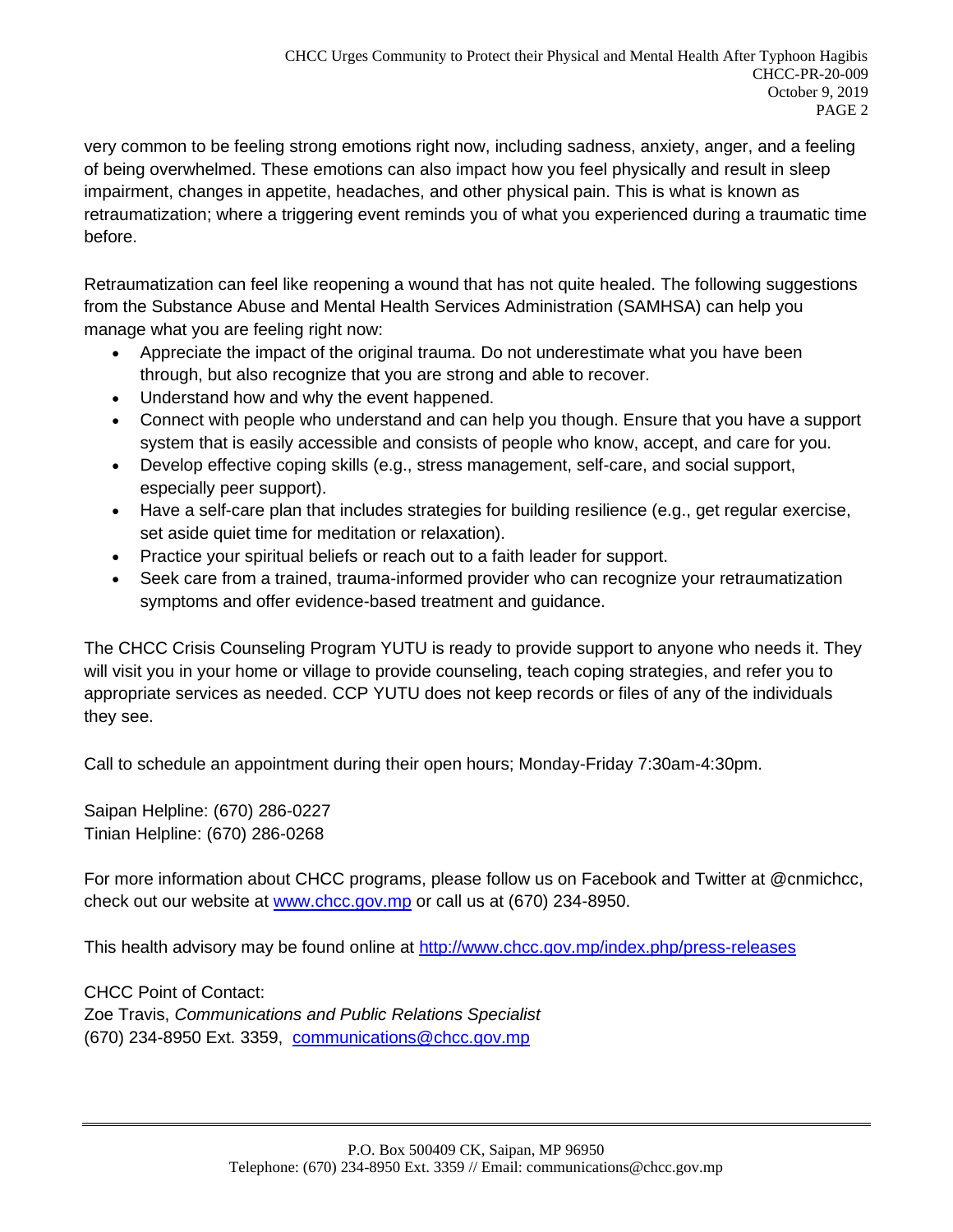very common to be feeling strong emotions right now, including sadness, anxiety, anger, and a feeling of being overwhelmed. These emotions can also impact how you feel physically and result in sleep impairment, changes in appetite, headaches, and other physical pain. This is what is known as retraumatization; where a triggering event reminds you of what you experienced during a traumatic time before.

Retraumatization can feel like reopening a wound that has not quite healed. The following suggestions from the Substance Abuse and Mental Health Services Administration (SAMHSA) can help you manage what you are feeling right now:

- Appreciate the impact of the original trauma. Do not underestimate what you have been through, but also recognize that you are strong and able to recover.
- Understand how and why the event happened.
- Connect with people who understand and can help you though. Ensure that you have a support system that is easily accessible and consists of people who know, accept, and care for you.
- Develop effective coping skills (e.g., stress management, self-care, and social support, especially peer support).
- Have a self-care plan that includes strategies for building resilience (e.g., get regular exercise, set aside quiet time for meditation or relaxation).
- Practice your spiritual beliefs or reach out to a faith leader for support.
- Seek care from a trained, trauma-informed provider who can recognize your retraumatization symptoms and offer evidence-based treatment and guidance.

The CHCC Crisis Counseling Program YUTU is ready to provide support to anyone who needs it. They will visit you in your home or village to provide counseling, teach coping strategies, and refer you to appropriate services as needed. CCP YUTU does not keep records or files of any of the individuals they see.

Call to schedule an appointment during their open hours; Monday-Friday 7:30am-4:30pm.

Saipan Helpline: (670) 286-0227
Tinian Helpline: (670) 286-0268

For more information about CHCC programs, please follow us on Facebook and Twitter at @cnmichcc, check out our website at www.chcc.gov.mp or call us at (670) 234-8950.

This health advisory may be found online at http://www.chcc.gov.mp/index.php/press-releases

CHCC Point of Contact:
Zoe Travis, *Communications and Public Relations Specialist*
(670) 234-8950 Ext. 3359, communications@chcc.gov.mp